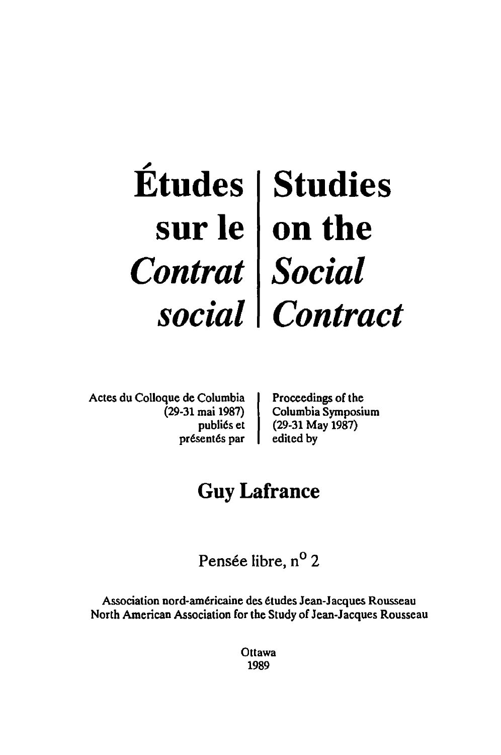# Études sur le *Contrat social* | Studies on the *Social Contract*

Actes du Colloque de Columbia (29-31 mai 1987) publiés et présentés par

Proceedings of the Columbia Symposium (29-31 May 1987) edited by

## Guy Lafrance

Pensée libre, n° 2

Association nord-américaine des études Jean-Jacques Rousseau
North American Association for the Study of Jean-Jacques Rousseau

Ottawa
1989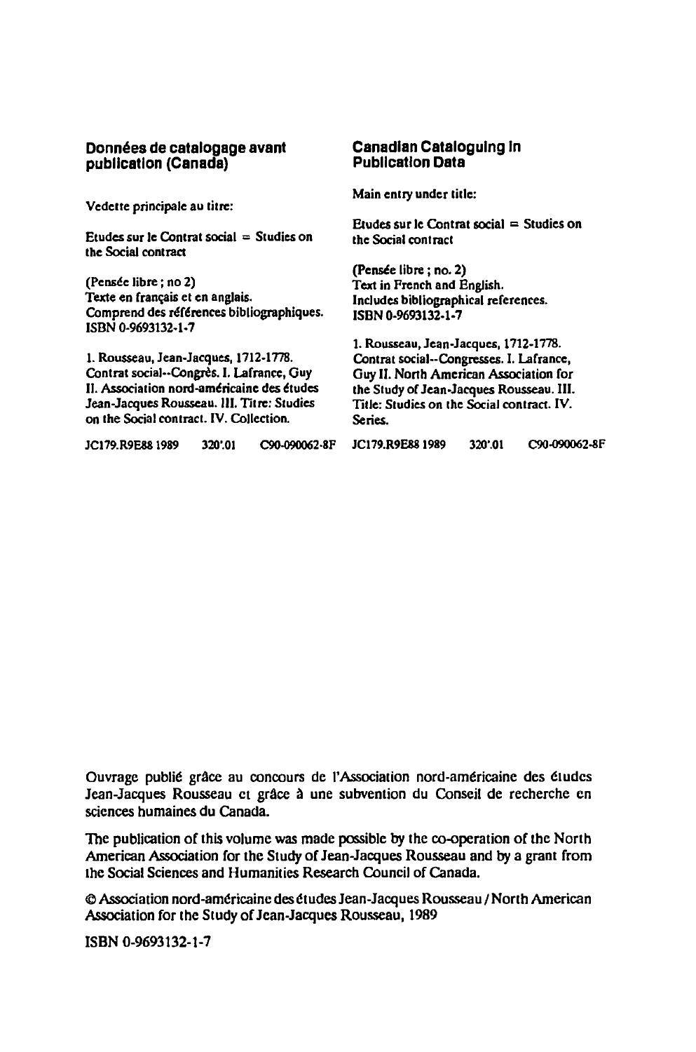**Données de catalogage avant publication (Canada)**

Vedette principale au titre:

Etudes sur le Contrat social = Studies on the Social contract

(Pensée libre ; no 2)
Texte en français et en anglais.
Comprend des références bibliographiques.
ISBN 0-9693132-1-7

1. Rousseau, Jean-Jacques, 1712-1778. Contrat social--Congrès. I. Lafrance, Guy II. Association nord-américaine des études Jean-Jacques Rousseau. III. Titre: Studies on the Social contract. IV. Collection.

JC179.R9E88 1989 320'.01 C90-090062-8F

**Canadian Cataloguing in Publication Data**

Main entry under title:

Etudes sur le Contrat social = Studies on the Social contract

(Pensée libre ; no. 2)
Text in French and English.
Includes bibliographical references.
ISBN 0-9693132-1-7

1. Rousseau, Jean-Jacques, 1712-1778. Contrat social--Congresses. I. Lafrance, Guy II. North American Association for the Study of Jean-Jacques Rousseau. III. Title: Studies on the Social contract. IV. Series.

JC179.R9E88 1989 320'.01 C90-090062-8F

Ouvrage publié grâce au concours de l'Association nord-américaine des études Jean-Jacques Rousseau et grâce à une subvention du Conseil de recherche en sciences humaines du Canada.

The publication of this volume was made possible by the co-operation of the North American Association for the Study of Jean-Jacques Rousseau and by a grant from the Social Sciences and Humanities Research Council of Canada.

© Association nord-américaine des études Jean-Jacques Rousseau / North American Association for the Study of Jean-Jacques Rousseau, 1989

ISBN 0-9693132-1-7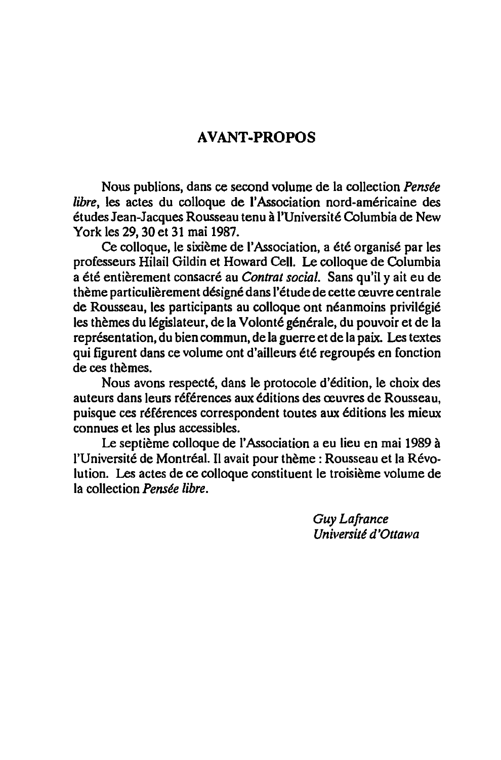## AVANT-PROPOS

Nous publions, dans ce second volume de la collection *Pensée libre*, les actes du colloque de l'Association nord-américaine des études Jean-Jacques Rousseau tenu à l'Université Columbia de New York les 29, 30 et 31 mai 1987.

Ce colloque, le sixième de l'Association, a été organisé par les professeurs Hilail Gildin et Howard Cell. Le colloque de Columbia a été entièrement consacré au *Contrat social*. Sans qu'il y ait eu de thème particulièrement désigné dans l'étude de cette œuvre centrale de Rousseau, les participants au colloque ont néanmoins privilégié les thèmes du législateur, de la Volonté générale, du pouvoir et de la représentation, du bien commun, de la guerre et de la paix. Les textes qui figurent dans ce volume ont d'ailleurs été regroupés en fonction de ces thèmes.

Nous avons respecté, dans le protocole d'édition, le choix des auteurs dans leurs références aux éditions des œuvres de Rousseau, puisque ces références correspondent toutes aux éditions les mieux connues et les plus accessibles.

Le septième colloque de l'Association a eu lieu en mai 1989 à l'Université de Montréal. Il avait pour thème : Rousseau et la Révolution. Les actes de ce colloque constituent le troisième volume de la collection *Pensée libre*.

*Guy Lafrance*
*Université d'Ottawa*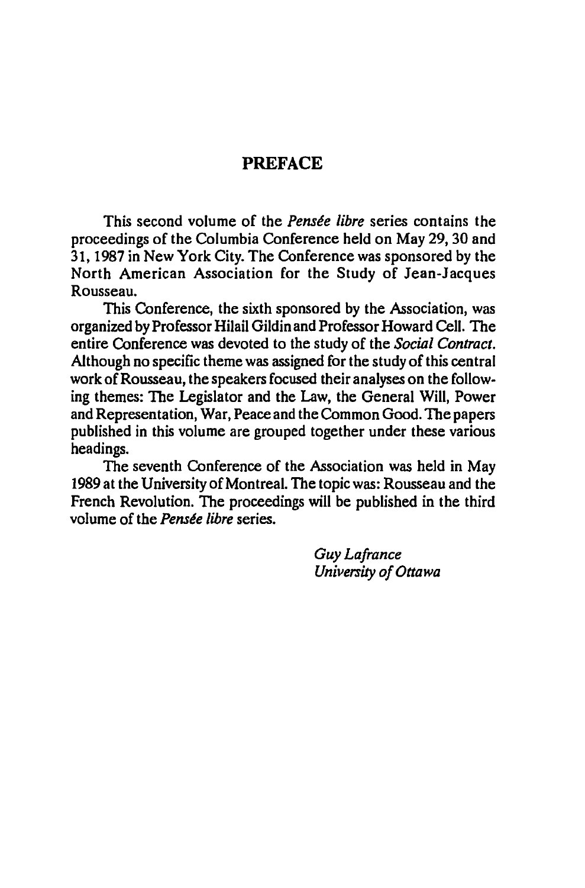## PREFACE

This second volume of the *Pensée libre* series contains the proceedings of the Columbia Conference held on May 29, 30 and 31, 1987 in New York City. The Conference was sponsored by the North American Association for the Study of Jean-Jacques Rousseau.

This Conference, the sixth sponsored by the Association, was organized by Professor Hilail Gildin and Professor Howard Cell. The entire Conference was devoted to the study of the *Social Contract*. Although no specific theme was assigned for the study of this central work of Rousseau, the speakers focused their analyses on the following themes: The Legislator and the Law, the General Will, Power and Representation, War, Peace and the Common Good. The papers published in this volume are grouped together under these various headings.

The seventh Conference of the Association was held in May 1989 at the University of Montreal. The topic was: Rousseau and the French Revolution. The proceedings will be published in the third volume of the *Pensée libre* series.

*Guy Lafrance*
*University of Ottawa*